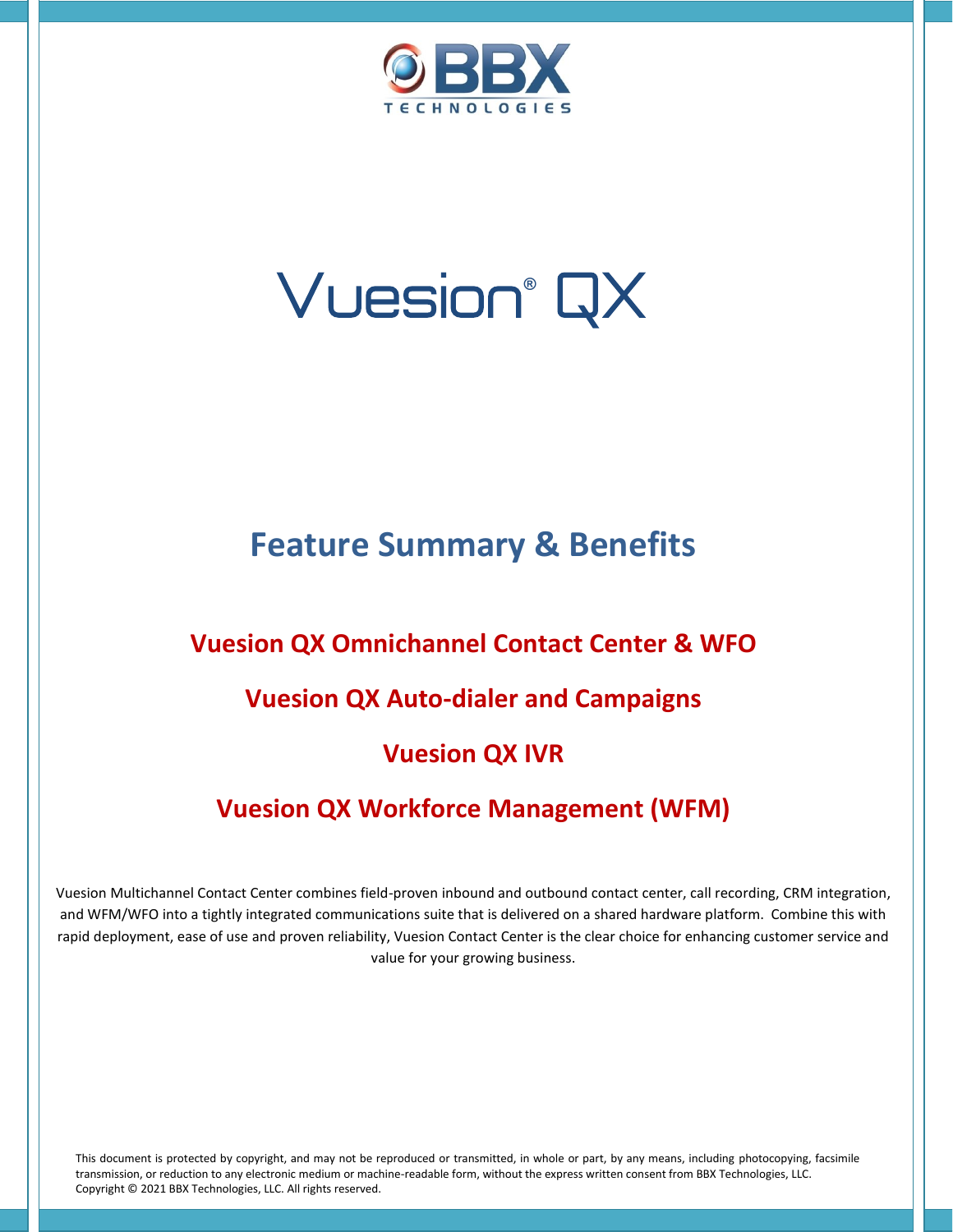BBX TECHNOLOGIES

# Vuesion® QX

## Feature Summary & Benefits

### Vuesion QX Omnichannel Contact Center & WFO

### Vuesion QX Auto-dialer and Campaigns

### Vuesion QX IVR

### Vuesion QX Workforce Management (WFM)

Vuesion Multichannel Contact Center combines field-proven inbound and outbound contact center, call recording, CRM integration, and WFM/WFO into a tightly integrated communications suite that is delivered on a shared hardware platform. Combine this with rapid deployment, ease of use and proven reliability, Vuesion Contact Center is the clear choice for enhancing customer service and value for your growing business.

This document is protected by copyright, and may not be reproduced or transmitted, in whole or part, by any means, including photocopying, facsimile transmission, or reduction to any electronic medium or machine-readable form, without the express written consent from BBX Technologies, LLC.
Copyright © 2021 BBX Technologies, LLC. All rights reserved.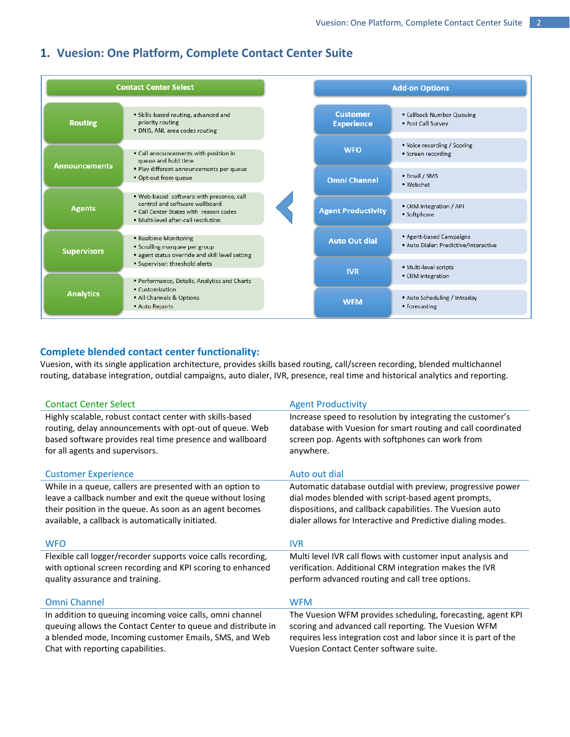# 1. Vuesion: One Platform, Complete Contact Center Suite

| Contact Center Select | | Add-on Options | |
|---|---|---|---|
| Routing | • Skills-based routing, advanced and priority routing<br>• DNIS, ANI, area codes routing | Customer Experience | • Callback Number Queuing<br>• Post Call Survey |
| Announcements | • Call announcements with position in queue and hold time<br>• Play different announcements per queue<br>• Opt-out from queue | WFO | • Voice recording / Scoring<br>• Screen recording |
| Agents | • Web-based software with presence, call control and software wallboard<br>• Call Center States with reason codes<br>• Multi-level after-call resolution | Omni Channel | • Email / SMS<br>• Webchat |
| Supervisors | • Realtime Monitoring<br>• Scrolling marquee per group<br>• agent status override and skill level setting<br>• Supervisor: threshold alerts | Agent Productivity | • CRM Integration / API<br>• Softphone |
| Analytics | • Performance, Details, Analytics and Charts<br>• Customization<br>• All Channels & Options<br>• Auto Reports | Auto Out dial | • Agent-based Campaigns<br>• Auto Dialer: Predictive/Interactive |
| | | IVR | • Multi-level scripts<br>• CRM integration |
| | | WFM | • Auto Scheduling / Intraday<br>• Forecasting |

## Complete blended contact center functionality:

Vuesion, with its single application architecture, provides skills based routing, call/screen recording, blended multichannel routing, database integration, outdial campaigns, auto dialer, IVR, presence, real time and historical analytics and reporting.

### Contact Center Select

Highly scalable, robust contact center with skills-based routing, delay announcements with opt-out of queue. Web based software provides real time presence and wallboard for all agents and supervisors.

### Customer Experience

While in a queue, callers are presented with an option to leave a callback number and exit the queue without losing their position in the queue. As soon as an agent becomes available, a callback is automatically initiated.

### WFO

Flexible call logger/recorder supports voice calls recording, with optional screen recording and KPI scoring to enhanced quality assurance and training.

### Omni Channel

In addition to queuing incoming voice calls, omni channel queuing allows the Contact Center to queue and distribute in a blended mode, Incoming customer Emails, SMS, and Web Chat with reporting capabilities.

### Agent Productivity

Increase speed to resolution by integrating the customer's database with Vuesion for smart routing and call coordinated screen pop. Agents with softphones can work from anywhere.

### Auto out dial

Automatic database outdial with preview, progressive power dial modes blended with script-based agent prompts, dispositions, and callback capabilities. The Vuesion auto dialer allows for Interactive and Predictive dialing modes.

### IVR

Multi level IVR call flows with customer input analysis and verification. Additional CRM integration makes the IVR perform advanced routing and call tree options.

### WFM

The Vuesion WFM provides scheduling, forecasting, agent KPI scoring and advanced call reporting. The Vuesion WFM requires less integration cost and labor since it is part of the Vuesion Contact Center software suite.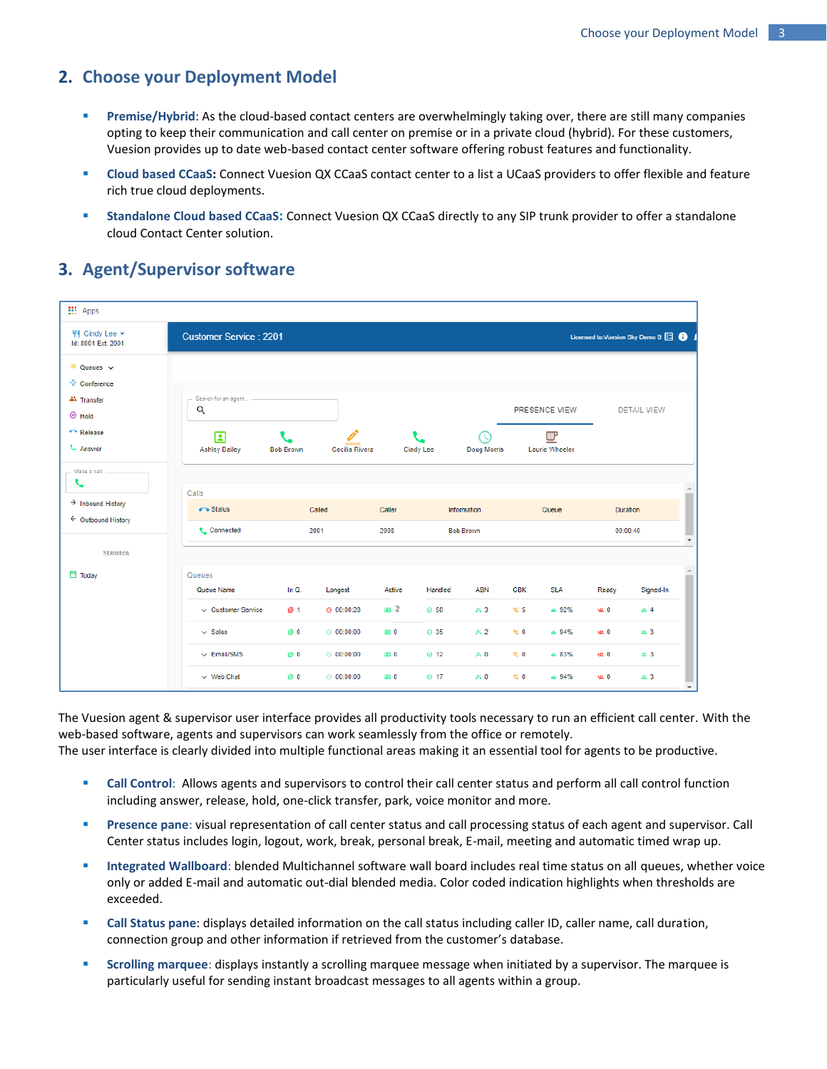## 2. Choose your Deployment Model

- **Premise/Hybrid**: As the cloud-based contact centers are overwhelmingly taking over, there are still many companies opting to keep their communication and call center on premise or in a private cloud (hybrid). For these customers, Vuesion provides up to date web-based contact center software offering robust features and functionality.
- **Cloud based CCaaS:** Connect Vuesion QX CCaaS contact center to a list a UCaaS providers to offer flexible and feature rich true cloud deployments.
- **Standalone Cloud based CCaaS:** Connect Vuesion QX CCaaS directly to any SIP trunk provider to offer a standalone cloud Contact Center solution.

## 3. Agent/Supervisor software

The Vuesion agent & supervisor user interface provides all productivity tools necessary to run an efficient call center. With the web-based software, agents and supervisors can work seamlessly from the office or remotely.
The user interface is clearly divided into multiple functional areas making it an essential tool for agents to be productive.

- **Call Control**: Allows agents and supervisors to control their call center status and perform all call control function including answer, release, hold, one-click transfer, park, voice monitor and more.
- **Presence pane**: visual representation of call center status and call processing status of each agent and supervisor. Call Center status includes login, logout, work, break, personal break, E-mail, meeting and automatic timed wrap up.
- **Integrated Wallboard**: blended Multichannel software wall board includes real time status on all queues, whether voice only or added E-mail and automatic out-dial blended media. Color coded indication highlights when thresholds are exceeded.
- **Call Status pane**: displays detailed information on the call status including caller ID, caller name, call duration, connection group and other information if retrieved from the customer's database.
- **Scrolling marquee**: displays instantly a scrolling marquee message when initiated by a supervisor. The marquee is particularly useful for sending instant broadcast messages to all agents within a group.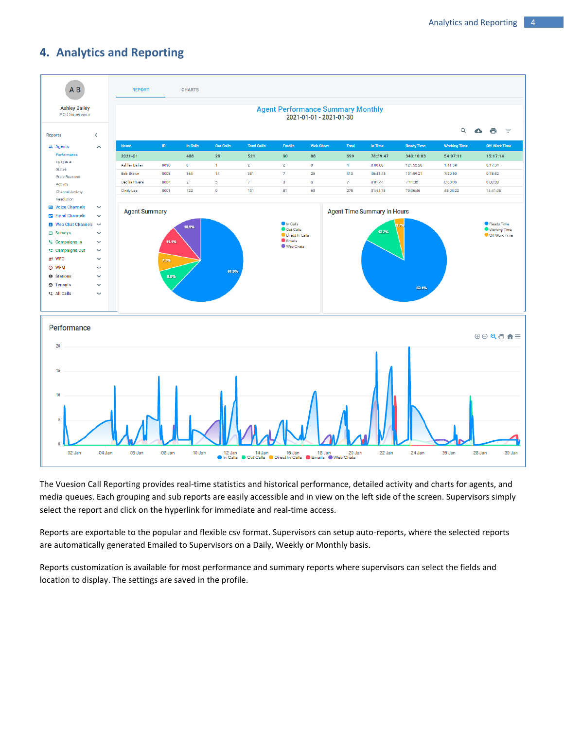# 4. Analytics and Reporting

The Vuesion Call Reporting provides real-time statistics and historical performance, detailed activity and charts for agents, and media queues. Each grouping and sub reports are easily accessible and in view on the left side of the screen. Supervisors simply select the report and click on the hyperlink for immediate and real-time access.

Reports are exportable to the popular and flexible csv format. Supervisors can setup auto-reports, where the selected reports are automatically generated Emailed to Supervisors on a Daily, Weekly or Monthly basis.

Reports customization is available for most performance and summary reports where supervisors can select the fields and location to display. The settings are saved in the profile.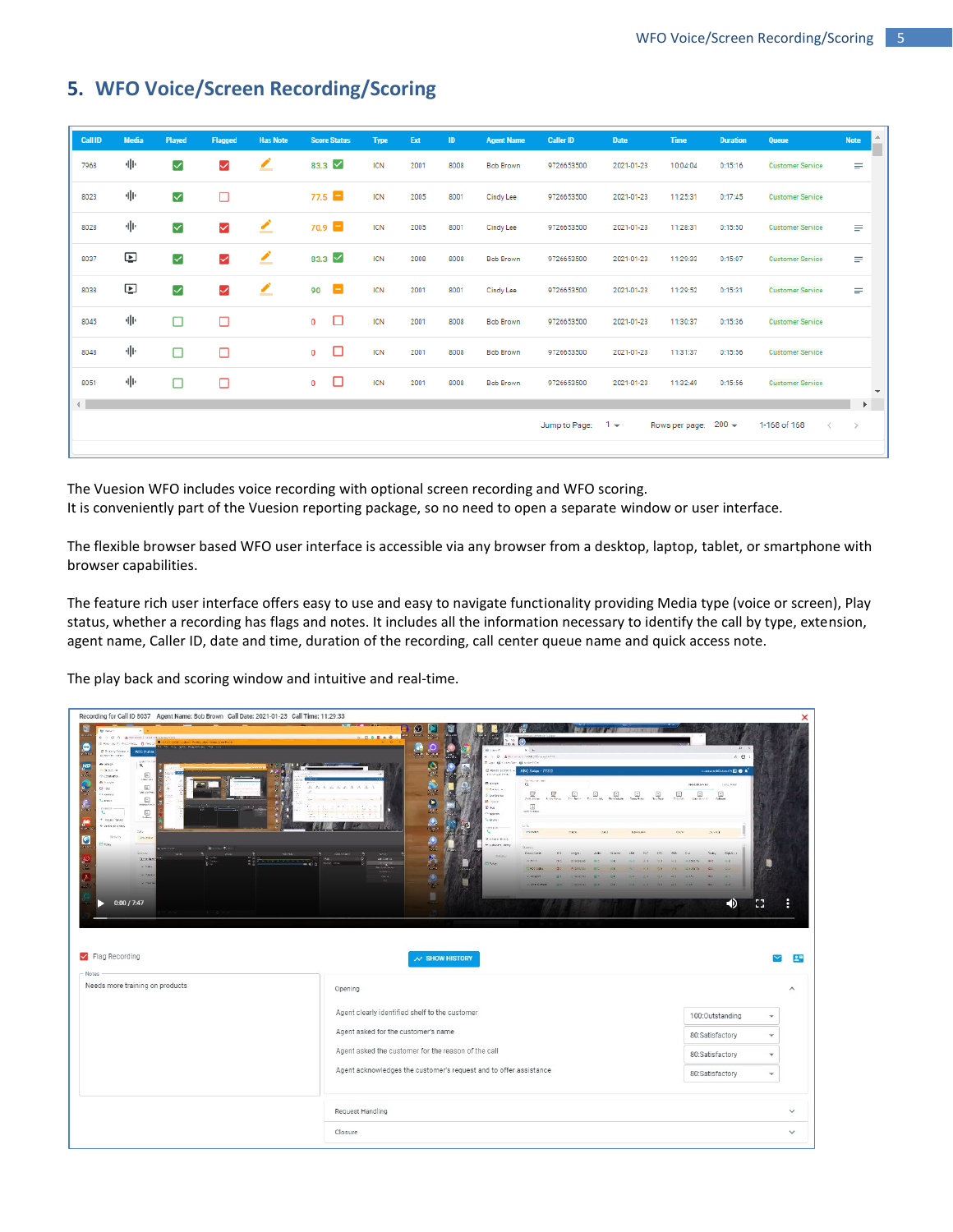# 5. WFO Voice/Screen Recording/Scoring

| Call ID | Media | Played | Flagged | Has Note | Score Status | Type | Ext | ID | Agent Name | Caller ID | Date | Time | Duration | Queue | Note |
|---|---|---|---|---|---|---|---|---|---|---|---|---|---|---|---|
| 7968 | | ☑ | ☑ | ✎ | 83.3 ☑ | ICN | 2001 | 8008 | Bob Brown | 9726653500 | 2021-01-23 | 10:04:04 | 0:15:16 | Customer Service | ≡ |
| 8023 | | ☑ | ☐ | | 77.5 | ICN | 2005 | 8001 | Cindy Lee | 9726653500 | 2021-01-23 | 11:25:31 | 0:17:45 | Customer Service | |
| 8028 | | ☑ | ☑ | ✎ | 70.9 | ICN | 2005 | 8001 | Cindy Lee | 9726653500 | 2021-01-23 | 11:28:31 | 0:15:50 | Customer Service | ≡ |
| 8037 | | ☑ | ☑ | ✎ | 83.3 ☑ | ICN | 2008 | 8008 | Bob Brown | 9726653500 | 2021-01-23 | 11:29:33 | 0:15:07 | Customer Service | ≡ |
| 8038 | | ☑ | ☑ | ✎ | 90 | ICN | 2001 | 8001 | Cindy Lee | 9726653500 | 2021-01-23 | 11:29:52 | 0:15:31 | Customer Service | ≡ |
| 8045 | | ☐ | ☐ | | 0 ☐ | ICN | 2001 | 8008 | Bob Brown | 9726653500 | 2021-01-23 | 11:30:37 | 0:15:36 | Customer Service | |
| 8048 | | ☐ | ☐ | | 0 ☐ | ICN | 2001 | 8008 | Bob Brown | 9726653500 | 2021-01-23 | 11:31:37 | 0:15:36 | Customer Service | |
| 8051 | | ☐ | ☐ | | 0 ☐ | ICN | 2001 | 8008 | Bob Brown | 9726653500 | 2021-01-23 | 11:32:49 | 0:15:56 | Customer Service | |

Jump to Page: 1 Rows per page: 200 1-168 of 168

The Vuesion WFO includes voice recording with optional screen recording and WFO scoring.
It is conveniently part of the Vuesion reporting package, so no need to open a separate window or user interface.

The flexible browser based WFO user interface is accessible via any browser from a desktop, laptop, tablet, or smartphone with browser capabilities.

The feature rich user interface offers easy to use and easy to navigate functionality providing Media type (voice or screen), Play status, whether a recording has flags and notes. It includes all the information necessary to identify the call by type, extension, agent name, Caller ID, date and time, duration of the recording, call center queue name and quick access note.

The play back and scoring window and intuitive and real-time.

Recording for Call ID 8037 Agent Name: Bob Brown Call Date: 2021-01-23 Call Time: 11:29:33

0:00 / 7:47

☑ Flag Recording SHOW HISTORY

Notes
Needs more training on products

Opening

| | |
|---|---|
| Agent clearly identified shelf to the customer | 100:Outstanding |
| Agent asked for the customer's name | 80:Satisfactory |
| Agent asked the customer for the reason of the call | 80:Satisfactory |
| Agent acknowledges the customer's request and to offer assistance | 80:Satisfactory |

Request Handling

Closure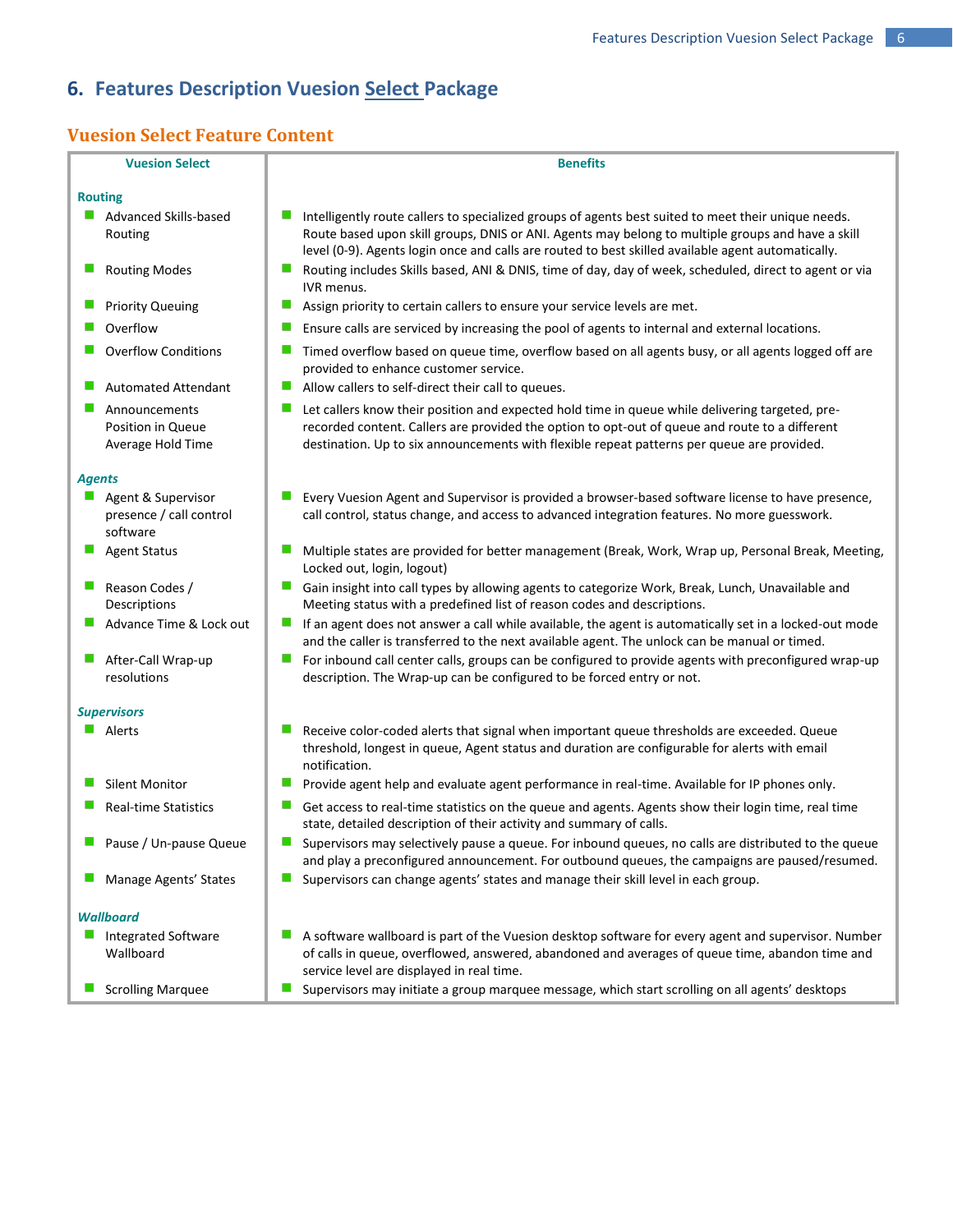# 6. Features Description Vuesion Select Package

## Vuesion Select Feature Content

| Vuesion Select | Benefits |
|---|---|
| **Routing** | |
| Advanced Skills-based Routing | Intelligently route callers to specialized groups of agents best suited to meet their unique needs. Route based upon skill groups, DNIS or ANI. Agents may belong to multiple groups and have a skill level (0-9). Agents login once and calls are routed to best skilled available agent automatically. |
| Routing Modes | Routing includes Skills based, ANI & DNIS, time of day, day of week, scheduled, direct to agent or via IVR menus. |
| Priority Queuing | Assign priority to certain callers to ensure your service levels are met. |
| Overflow | Ensure calls are serviced by increasing the pool of agents to internal and external locations. |
| Overflow Conditions | Timed overflow based on queue time, overflow based on all agents busy, or all agents logged off are provided to enhance customer service. |
| Automated Attendant | Allow callers to self-direct their call to queues. |
| Announcements Position in Queue Average Hold Time | Let callers know their position and expected hold time in queue while delivering targeted, pre-recorded content. Callers are provided the option to opt-out of queue and route to a different destination. Up to six announcements with flexible repeat patterns per queue are provided. |
| ***Agents*** | |
| Agent & Supervisor presence / call control software | Every Vuesion Agent and Supervisor is provided a browser-based software license to have presence, call control, status change, and access to advanced integration features. No more guesswork. |
| Agent Status | Multiple states are provided for better management (Break, Work, Wrap up, Personal Break, Meeting, Locked out, login, logout) |
| Reason Codes / Descriptions | Gain insight into call types by allowing agents to categorize Work, Break, Lunch, Unavailable and Meeting status with a predefined list of reason codes and descriptions. |
| Advance Time & Lock out | If an agent does not answer a call while available, the agent is automatically set in a locked-out mode and the caller is transferred to the next available agent. The unlock can be manual or timed. |
| After-Call Wrap-up resolutions | For inbound call center calls, groups can be configured to provide agents with preconfigured wrap-up description. The Wrap-up can be configured to be forced entry or not. |
| ***Supervisors*** | |
| Alerts | Receive color-coded alerts that signal when important queue thresholds are exceeded. Queue threshold, longest in queue, Agent status and duration are configurable for alerts with email notification. |
| Silent Monitor | Provide agent help and evaluate agent performance in real-time. Available for IP phones only. |
| Real-time Statistics | Get access to real-time statistics on the queue and agents. Agents show their login time, real time state, detailed description of their activity and summary of calls. |
| Pause / Un-pause Queue | Supervisors may selectively pause a queue. For inbound queues, no calls are distributed to the queue and play a preconfigured announcement. For outbound queues, the campaigns are paused/resumed. |
| Manage Agents' States | Supervisors can change agents' states and manage their skill level in each group. |
| ***Wallboard*** | |
| Integrated Software Wallboard | A software wallboard is part of the Vuesion desktop software for every agent and supervisor. Number of calls in queue, overflowed, answered, abandoned and averages of queue time, abandon time and service level are displayed in real time. |
| Scrolling Marquee | Supervisors may initiate a group marquee message, which start scrolling on all agents' desktops |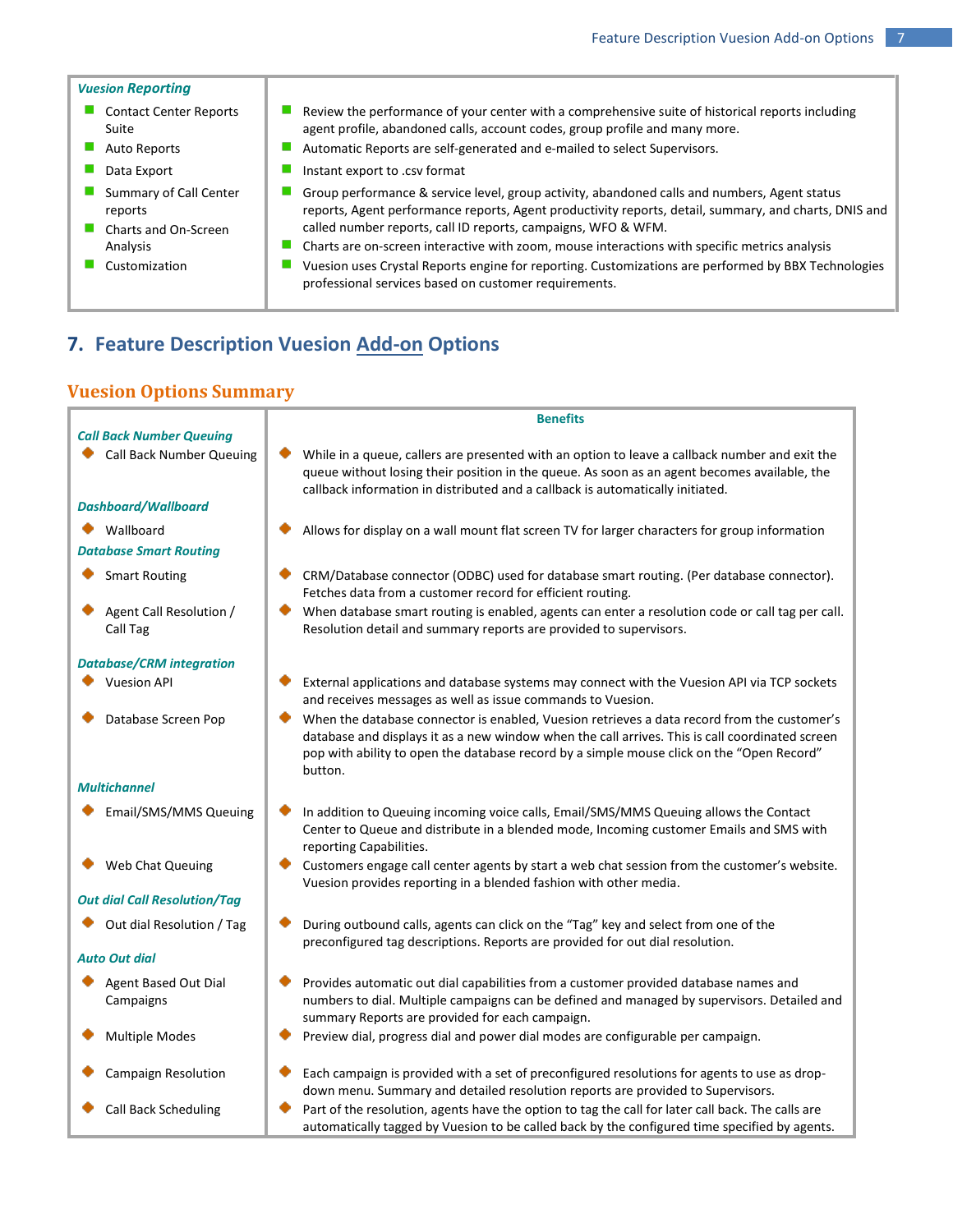| *Vuesion Reporting* | |
|---|---|
| Contact Center Reports Suite | Review the performance of your center with a comprehensive suite of historical reports including agent profile, abandoned calls, account codes, group profile and many more. |
| Auto Reports | Automatic Reports are self-generated and e-mailed to select Supervisors. |
| Data Export | Instant export to .csv format |
| Summary of Call Center reports | Group performance & service level, group activity, abandoned calls and numbers, Agent status reports, Agent performance reports, Agent productivity reports, detail, summary, and charts, DNIS and called number reports, call ID reports, campaigns, WFO & WFM. |
| Charts and On-Screen Analysis | Charts are on-screen interactive with zoom, mouse interactions with specific metrics analysis |
| Customization | Vuesion uses Crystal Reports engine for reporting. Customizations are performed by BBX Technologies professional services based on customer requirements. |

## 7. Feature Description Vuesion Add-on Options

### Vuesion Options Summary

| | Benefits |
|---|---|
| ***Call Back Number Queuing*** | |
| Call Back Number Queuing | While in a queue, callers are presented with an option to leave a callback number and exit the queue without losing their position in the queue. As soon as an agent becomes available, the callback information in distributed and a callback is automatically initiated. |
| ***Dashboard/Wallboard*** | |
| Wallboard | Allows for display on a wall mount flat screen TV for larger characters for group information |
| ***Database Smart Routing*** | |
| Smart Routing | CRM/Database connector (ODBC) used for database smart routing. (Per database connector). Fetches data from a customer record for efficient routing. |
| Agent Call Resolution / Call Tag | When database smart routing is enabled, agents can enter a resolution code or call tag per call. Resolution detail and summary reports are provided to supervisors. |
| ***Database/CRM integration*** | |
| Vuesion API | External applications and database systems may connect with the Vuesion API via TCP sockets and receives messages as well as issue commands to Vuesion. |
| Database Screen Pop | When the database connector is enabled, Vuesion retrieves a data record from the customer's database and displays it as a new window when the call arrives. This is call coordinated screen pop with ability to open the database record by a simple mouse click on the "Open Record" button. |
| ***Multichannel*** | |
| Email/SMS/MMS Queuing | In addition to Queuing incoming voice calls, Email/SMS/MMS Queuing allows the Contact Center to Queue and distribute in a blended mode, Incoming customer Emails and SMS with reporting Capabilities. |
| Web Chat Queuing | Customers engage call center agents by start a web chat session from the customer's website. Vuesion provides reporting in a blended fashion with other media. |
| ***Out dial Call Resolution/Tag*** | |
| Out dial Resolution / Tag | During outbound calls, agents can click on the "Tag" key and select from one of the preconfigured tag descriptions. Reports are provided for out dial resolution. |
| ***Auto Out dial*** | |
| Agent Based Out Dial Campaigns | Provides automatic out dial capabilities from a customer provided database names and numbers to dial. Multiple campaigns can be defined and managed by supervisors. Detailed and summary Reports are provided for each campaign. |
| Multiple Modes | Preview dial, progress dial and power dial modes are configurable per campaign. |
| Campaign Resolution | Each campaign is provided with a set of preconfigured resolutions for agents to use as drop-down menu. Summary and detailed resolution reports are provided to Supervisors. |
| Call Back Scheduling | Part of the resolution, agents have the option to tag the call for later call back. The calls are automatically tagged by Vuesion to be called back by the configured time specified by agents. |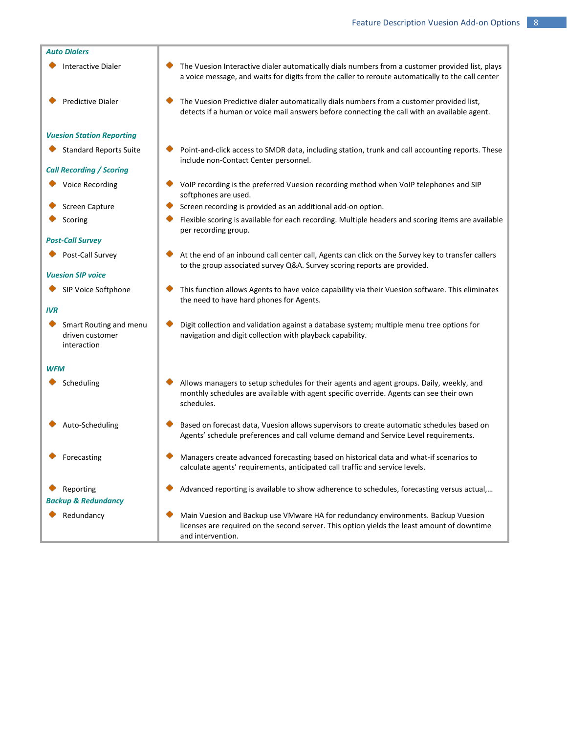| Feature | Description |
|---|---|
| ***Auto Dialers*** | |
| Interactive Dialer | The Vuesion Interactive dialer automatically dials numbers from a customer provided list, plays a voice message, and waits for digits from the caller to reroute automatically to the call center |
| Predictive Dialer | The Vuesion Predictive dialer automatically dials numbers from a customer provided list, detects if a human or voice mail answers before connecting the call with an available agent. |
| ***Vuesion Station Reporting*** | |
| Standard Reports Suite | Point-and-click access to SMDR data, including station, trunk and call accounting reports. These include non-Contact Center personnel. |
| ***Call Recording / Scoring*** | |
| Voice Recording | VoIP recording is the preferred Vuesion recording method when VoIP telephones and SIP softphones are used. |
| Screen Capture | Screen recording is provided as an additional add-on option. |
| Scoring | Flexible scoring is available for each recording. Multiple headers and scoring items are available per recording group. |
| ***Post-Call Survey*** | |
| Post-Call Survey | At the end of an inbound call center call, Agents can click on the Survey key to transfer callers to the group associated survey Q&A. Survey scoring reports are provided. |
| ***Vuesion SIP voice*** | |
| SIP Voice Softphone | This function allows Agents to have voice capability via their Vuesion software. This eliminates the need to have hard phones for Agents. |
| ***IVR*** | |
| Smart Routing and menu driven customer interaction | Digit collection and validation against a database system; multiple menu tree options for navigation and digit collection with playback capability. |
| ***WFM*** | |
| Scheduling | Allows managers to setup schedules for their agents and agent groups. Daily, weekly, and monthly schedules are available with agent specific override. Agents can see their own schedules. |
| Auto-Scheduling | Based on forecast data, Vuesion allows supervisors to create automatic schedules based on Agents' schedule preferences and call volume demand and Service Level requirements. |
| Forecasting | Managers create advanced forecasting based on historical data and what-if scenarios to calculate agents' requirements, anticipated call traffic and service levels. |
| Reporting | Advanced reporting is available to show adherence to schedules, forecasting versus actual,… |
| ***Backup & Redundancy*** | |
| Redundancy | Main Vuesion and Backup use VMware HA for redundancy environments. Backup Vuesion licenses are required on the second server. This option yields the least amount of downtime and intervention. |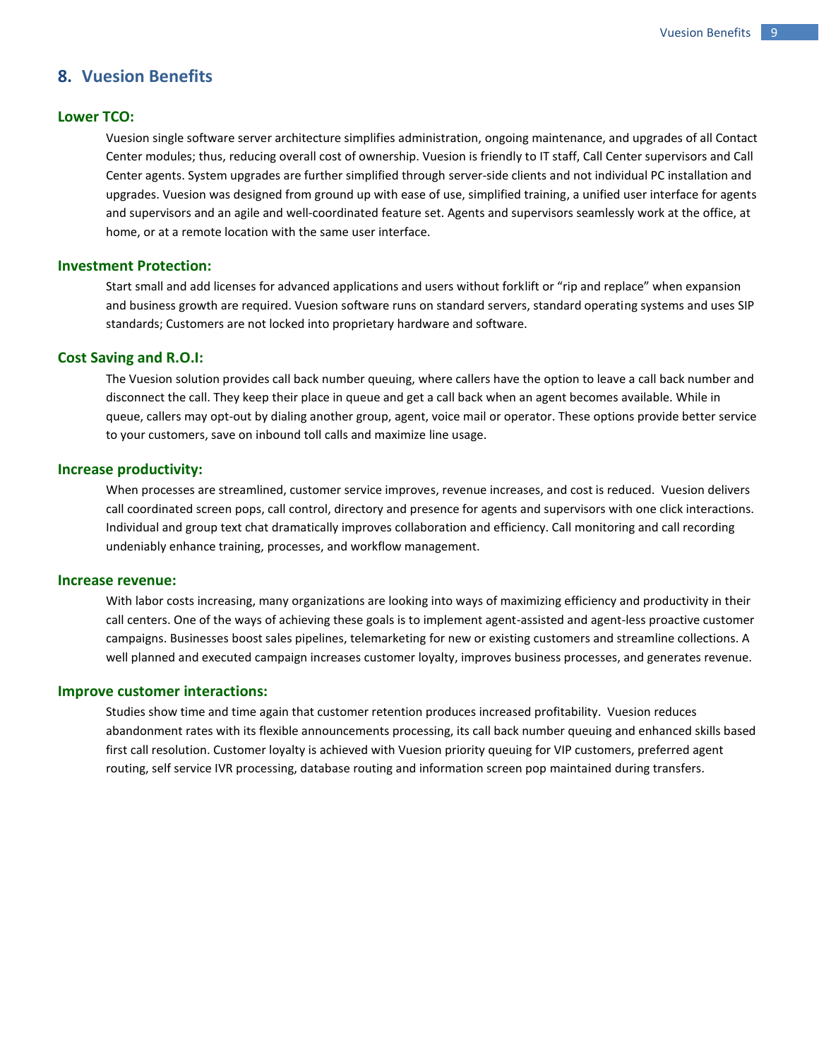## 8. Vuesion Benefits

### Lower TCO:

Vuesion single software server architecture simplifies administration, ongoing maintenance, and upgrades of all Contact Center modules; thus, reducing overall cost of ownership. Vuesion is friendly to IT staff, Call Center supervisors and Call Center agents. System upgrades are further simplified through server-side clients and not individual PC installation and upgrades. Vuesion was designed from ground up with ease of use, simplified training, a unified user interface for agents and supervisors and an agile and well-coordinated feature set. Agents and supervisors seamlessly work at the office, at home, or at a remote location with the same user interface.

### Investment Protection:

Start small and add licenses for advanced applications and users without forklift or "rip and replace" when expansion and business growth are required. Vuesion software runs on standard servers, standard operating systems and uses SIP standards; Customers are not locked into proprietary hardware and software.

### Cost Saving and R.O.I:

The Vuesion solution provides call back number queuing, where callers have the option to leave a call back number and disconnect the call. They keep their place in queue and get a call back when an agent becomes available. While in queue, callers may opt-out by dialing another group, agent, voice mail or operator. These options provide better service to your customers, save on inbound toll calls and maximize line usage.

### Increase productivity:

When processes are streamlined, customer service improves, revenue increases, and cost is reduced. Vuesion delivers call coordinated screen pops, call control, directory and presence for agents and supervisors with one click interactions. Individual and group text chat dramatically improves collaboration and efficiency. Call monitoring and call recording undeniably enhance training, processes, and workflow management.

### Increase revenue:

With labor costs increasing, many organizations are looking into ways of maximizing efficiency and productivity in their call centers. One of the ways of achieving these goals is to implement agent-assisted and agent-less proactive customer campaigns. Businesses boost sales pipelines, telemarketing for new or existing customers and streamline collections. A well planned and executed campaign increases customer loyalty, improves business processes, and generates revenue.

### Improve customer interactions:

Studies show time and time again that customer retention produces increased profitability. Vuesion reduces abandonment rates with its flexible announcements processing, its call back number queuing and enhanced skills based first call resolution. Customer loyalty is achieved with Vuesion priority queuing for VIP customers, preferred agent routing, self service IVR processing, database routing and information screen pop maintained during transfers.